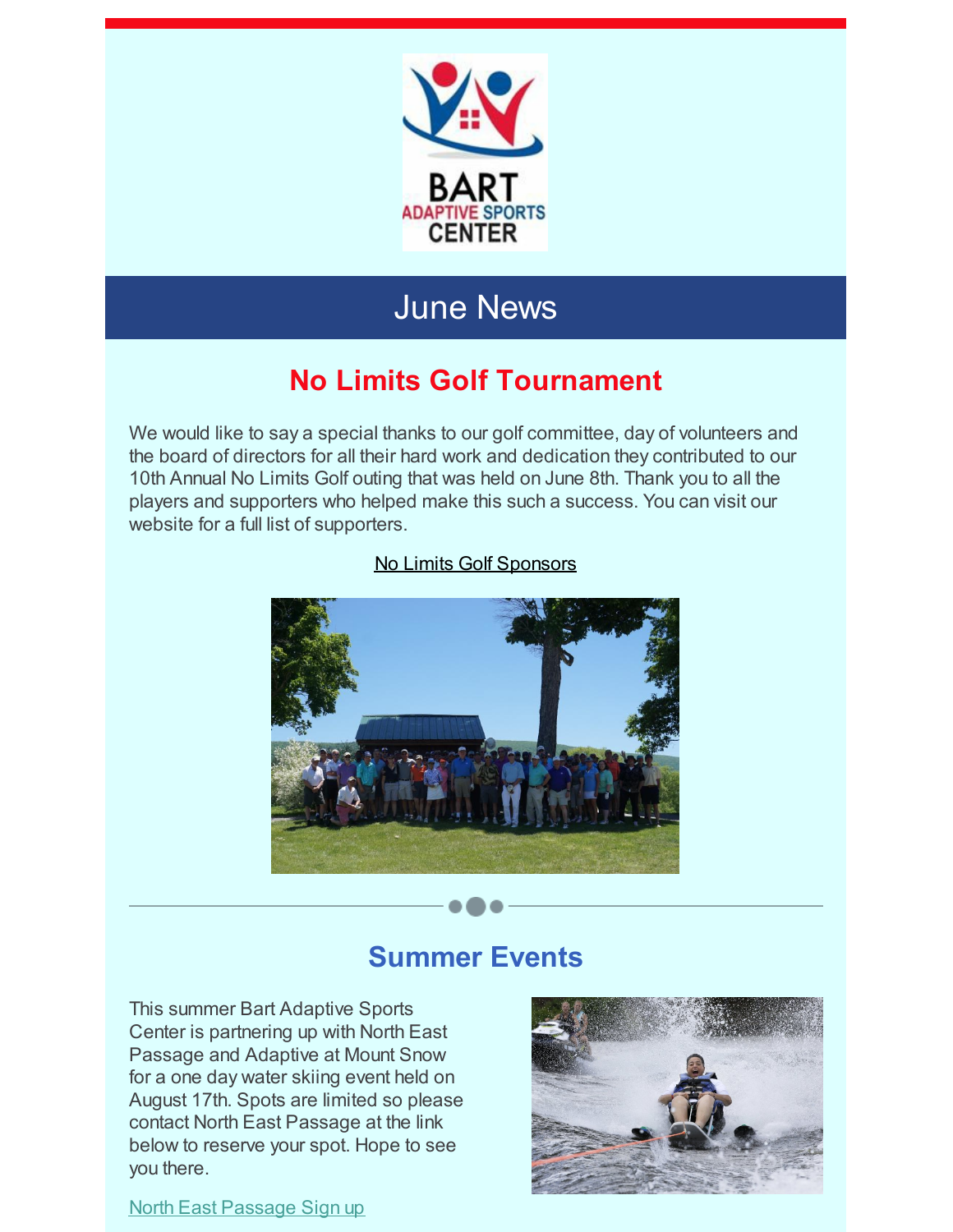BART
ADAPTIVE SPORTS
CENTER

# June News

## No Limits Golf Tournament

We would like to say a special thanks to our golf committee, day of volunteers and the board of directors for all their hard work and dedication they contributed to our 10th Annual No Limits Golf outing that was held on June 8th. Thank you to all the players and supporters who helped make this such a success. You can visit our website for a full list of supporters.

No Limits Golf Sponsors

---

## Summer Events

This summer Bart Adaptive Sports Center is partnering up with North East Passage and Adaptive at Mount Snow for a one day water skiing event held on August 17th. Spots are limited so please contact North East Passage at the link below to reserve your spot. Hope to see you there.

North East Passage Sign up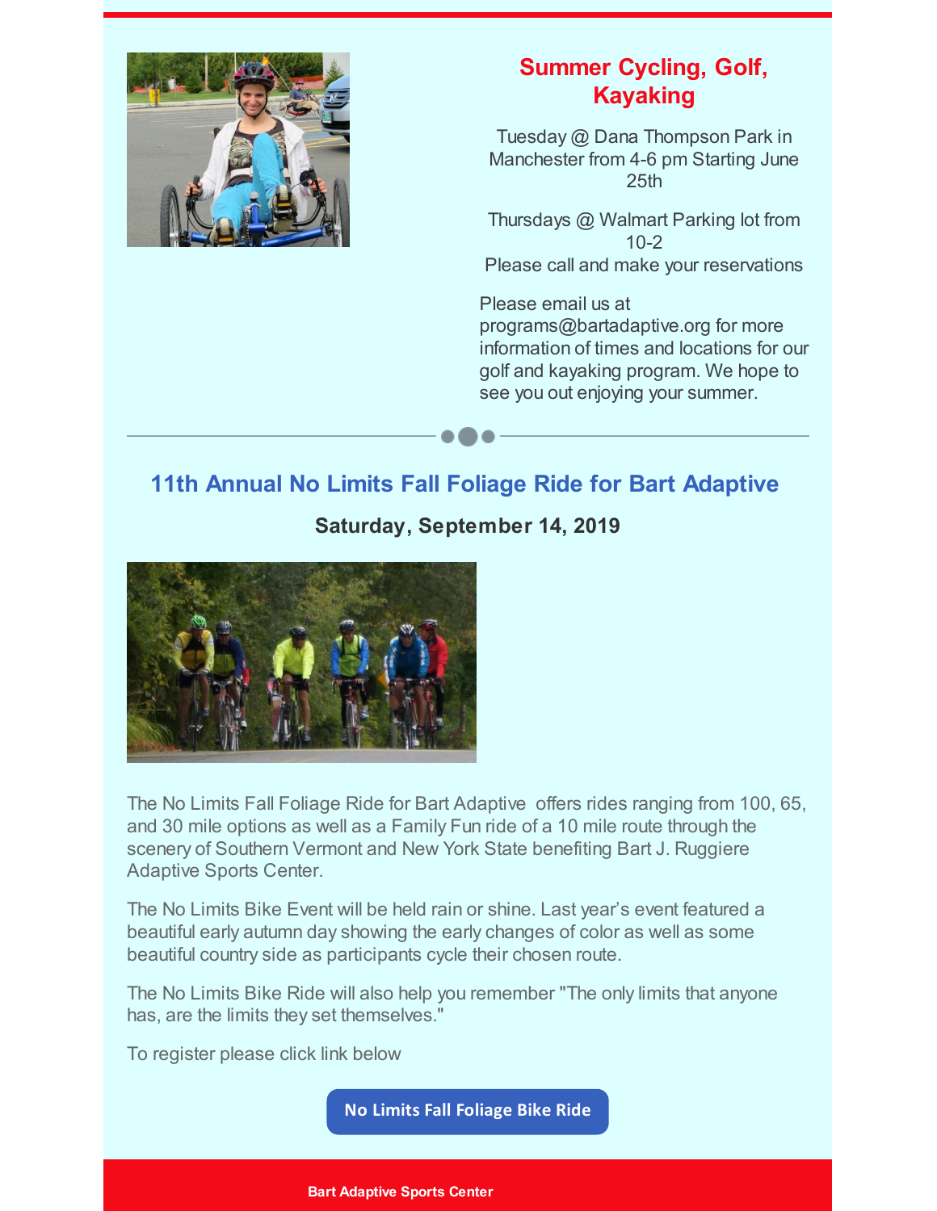## Summer Cycling, Golf, Kayaking

Tuesday @ Dana Thompson Park in Manchester from 4-6 pm Starting June 25th

Thursdays @ Walmart Parking lot from 10-2
Please call and make your reservations

Please email us at programs@bartadaptive.org for more information of times and locations for our golf and kayaking program. We hope to see you out enjoying your summer.

## 11th Annual No Limits Fall Foliage Ride for Bart Adaptive

**Saturday, September 14, 2019**

The No Limits Fall Foliage Ride for Bart Adaptive offers rides ranging from 100, 65, and 30 mile options as well as a Family Fun ride of a 10 mile route through the scenery of Southern Vermont and New York State benefiting Bart J. Ruggiere Adaptive Sports Center.

The No Limits Bike Event will be held rain or shine. Last year's event featured a beautiful early autumn day showing the early changes of color as well as some beautiful country side as participants cycle their chosen route.

The No Limits Bike Ride will also help you remember "The only limits that anyone has, are the limits they set themselves."

To register please click link below

**No Limits Fall Foliage Bike Ride**

**Bart Adaptive Sports Center**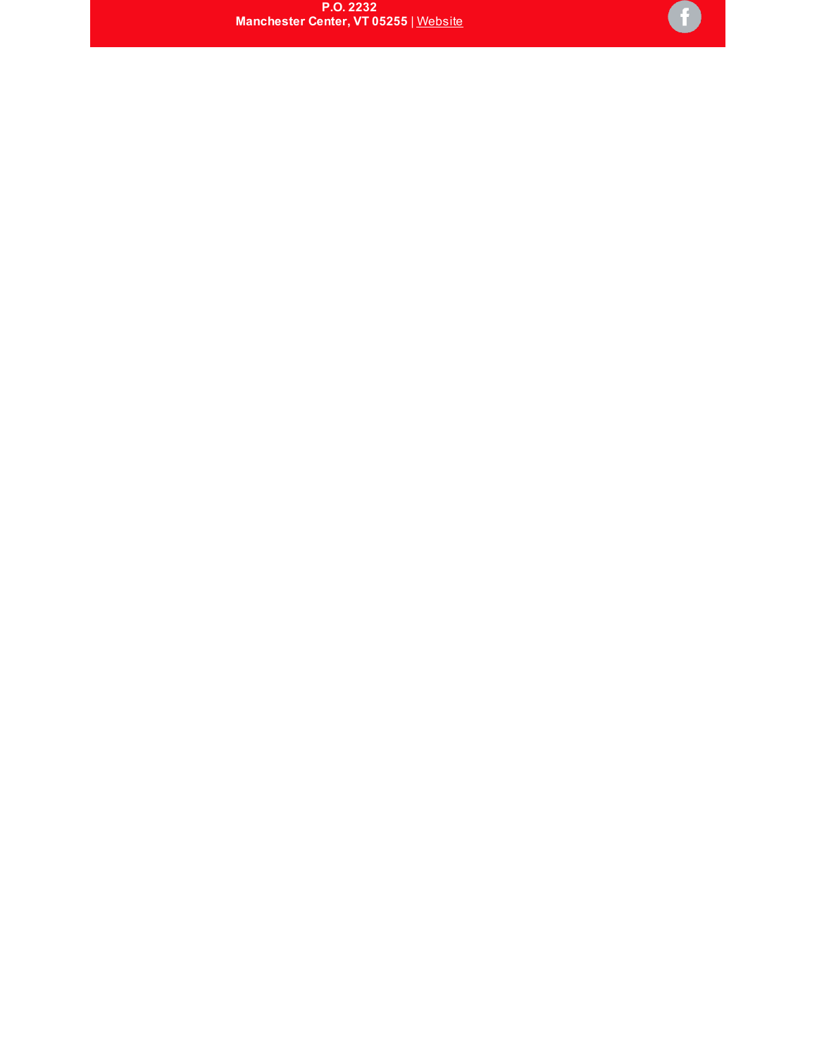**P.O. 2232**
**Manchester Center, VT 05255** | Website